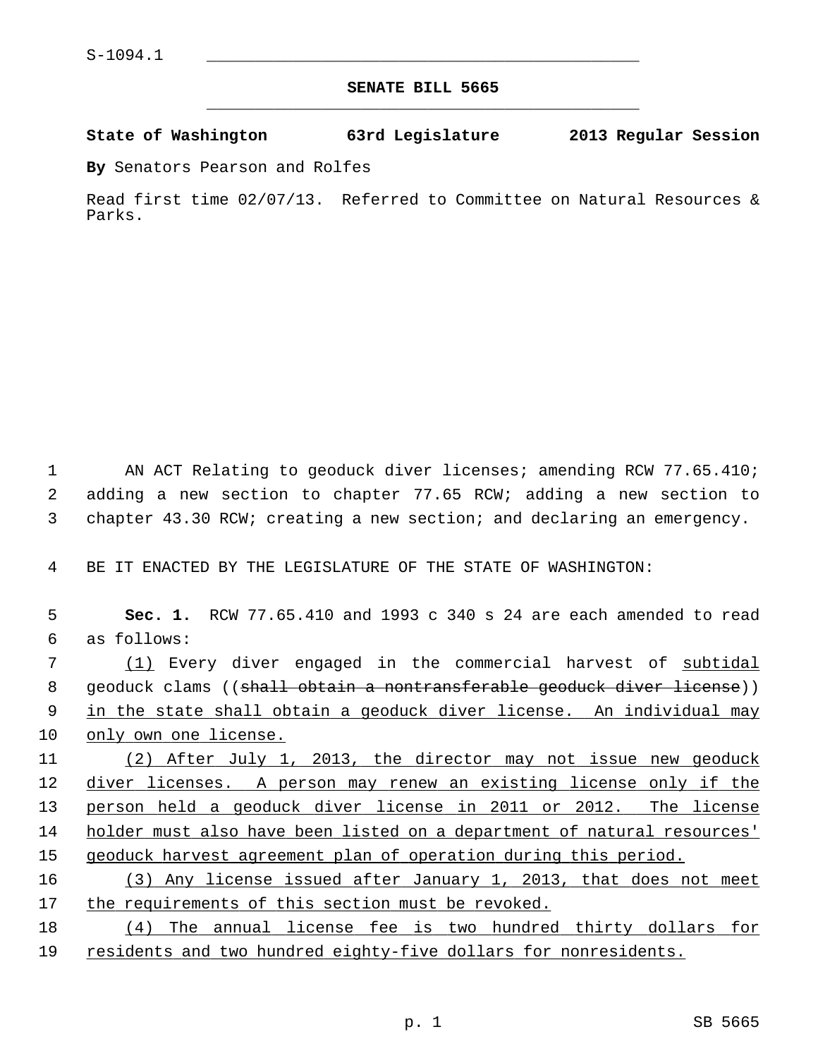S-1094.1

**SENATE BILL 5665**

**State of Washington 63rd Legislature 2013 Regular Session**

**By** Senators Pearson and Rolfes

Read first time 02/07/13. Referred to Committee on Natural Resources & Parks.

AN ACT Relating to geoduck diver licenses; amending RCW 77.65.410; adding a new section to chapter 77.65 RCW; adding a new section to chapter 43.30 RCW; creating a new section; and declaring an emergency.

BE IT ENACTED BY THE LEGISLATURE OF THE STATE OF WASHINGTON:

**Sec. 1.** RCW 77.65.410 and 1993 c 340 s 24 are each amended to read as follows:

(1) Every diver engaged in the commercial harvest of subtidal geoduck clams ((~~shall obtain a nontransferable geoduck diver license~~)) in the state shall obtain a geoduck diver license. An individual may only own one license.

(2) After July 1, 2013, the director may not issue new geoduck diver licenses. A person may renew an existing license only if the person held a geoduck diver license in 2011 or 2012. The license holder must also have been listed on a department of natural resources' geoduck harvest agreement plan of operation during this period.

(3) Any license issued after January 1, 2013, that does not meet the requirements of this section must be revoked.

(4) The annual license fee is two hundred thirty dollars for residents and two hundred eighty-five dollars for nonresidents.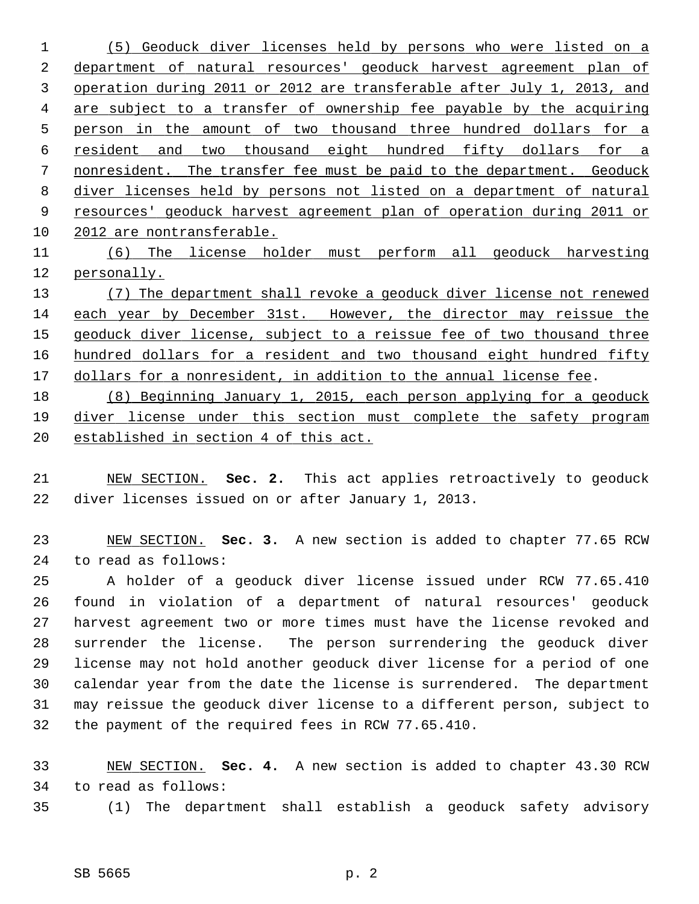(5) Geoduck diver licenses held by persons who were listed on a department of natural resources' geoduck harvest agreement plan of operation during 2011 or 2012 are transferable after July 1, 2013, and are subject to a transfer of ownership fee payable by the acquiring person in the amount of two thousand three hundred dollars for a resident and two thousand eight hundred fifty dollars for a nonresident. The transfer fee must be paid to the department. Geoduck diver licenses held by persons not listed on a department of natural resources' geoduck harvest agreement plan of operation during 2011 or 2012 are nontransferable.

(6) The license holder must perform all geoduck harvesting personally.

(7) The department shall revoke a geoduck diver license not renewed each year by December 31st. However, the director may reissue the geoduck diver license, subject to a reissue fee of two thousand three hundred dollars for a resident and two thousand eight hundred fifty dollars for a nonresident, in addition to the annual license fee.

(8) Beginning January 1, 2015, each person applying for a geoduck diver license under this section must complete the safety program established in section 4 of this act.

NEW SECTION. **Sec. 2.** This act applies retroactively to geoduck diver licenses issued on or after January 1, 2013.

NEW SECTION. **Sec. 3.** A new section is added to chapter 77.65 RCW to read as follows:

A holder of a geoduck diver license issued under RCW 77.65.410 found in violation of a department of natural resources' geoduck harvest agreement two or more times must have the license revoked and surrender the license. The person surrendering the geoduck diver license may not hold another geoduck diver license for a period of one calendar year from the date the license is surrendered. The department may reissue the geoduck diver license to a different person, subject to the payment of the required fees in RCW 77.65.410.

NEW SECTION. **Sec. 4.** A new section is added to chapter 43.30 RCW to read as follows:

(1) The department shall establish a geoduck safety advisory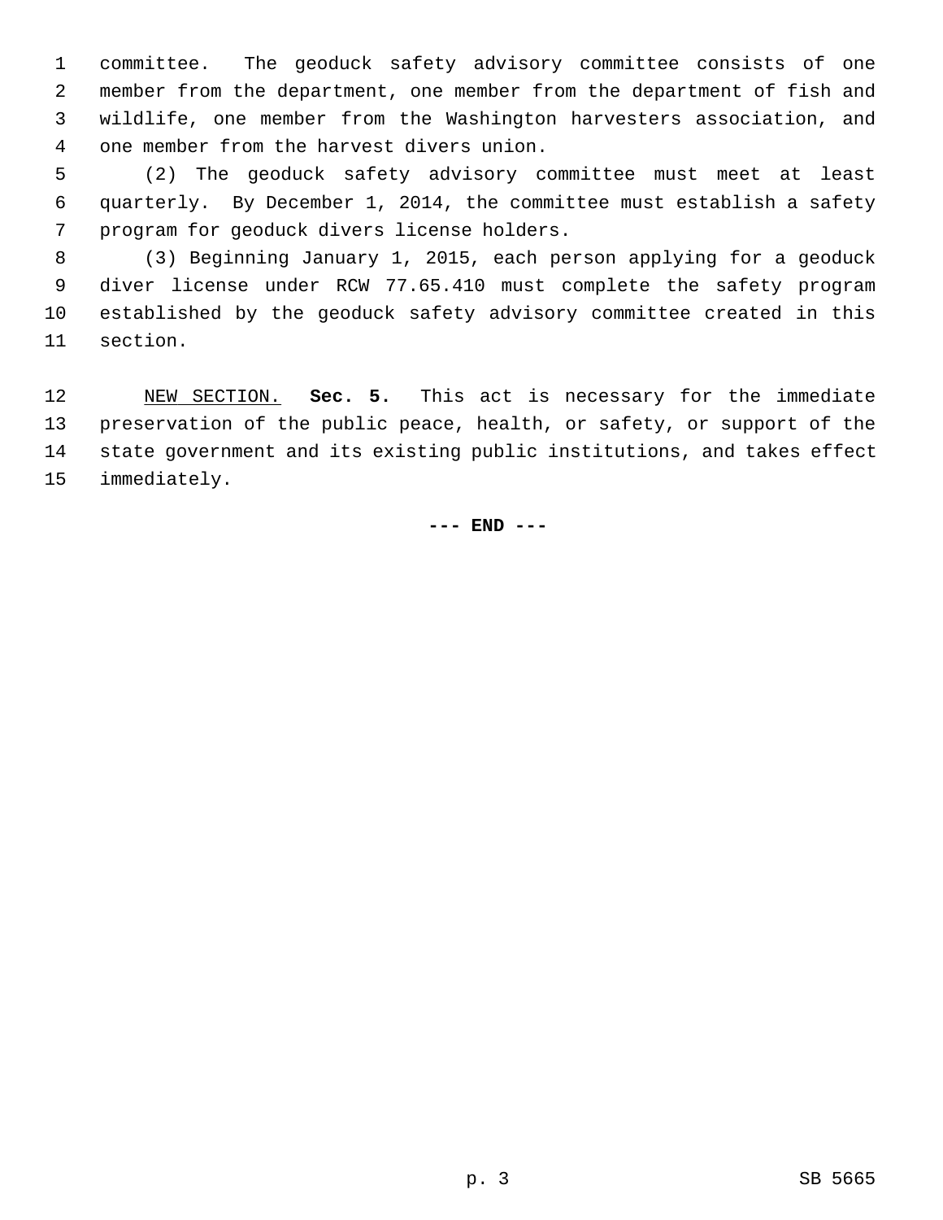committee. The geoduck safety advisory committee consists of one member from the department, one member from the department of fish and wildlife, one member from the Washington harvesters association, and one member from the harvest divers union.

(2) The geoduck safety advisory committee must meet at least quarterly. By December 1, 2014, the committee must establish a safety program for geoduck divers license holders.

(3) Beginning January 1, 2015, each person applying for a geoduck diver license under RCW 77.65.410 must complete the safety program established by the geoduck safety advisory committee created in this section.

NEW SECTION. **Sec. 5.** This act is necessary for the immediate preservation of the public peace, health, or safety, or support of the state government and its existing public institutions, and takes effect immediately.

**--- END ---**